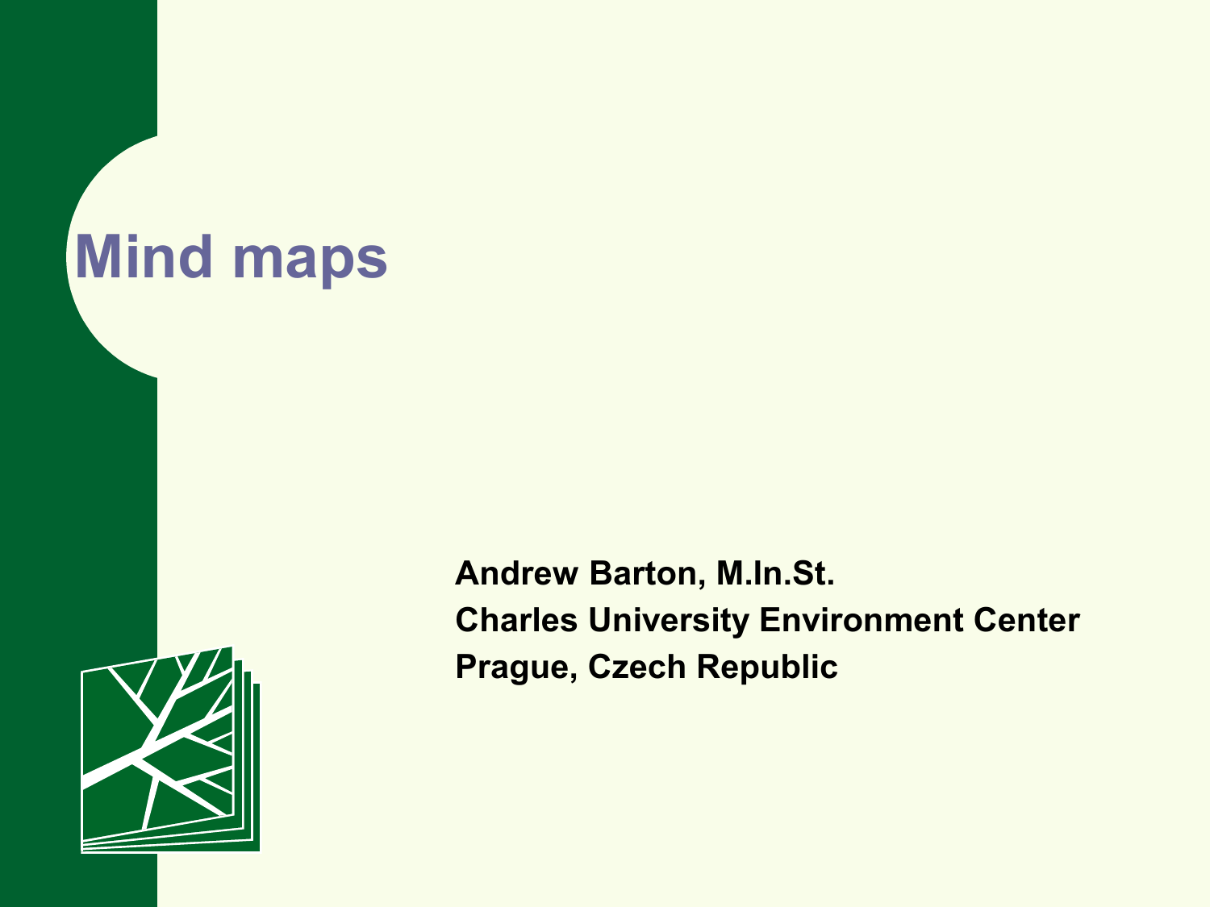# Mind maps

**Andrew Barton, M.In.St.**
**Charles University Environment Center**
**Prague, Czech Republic**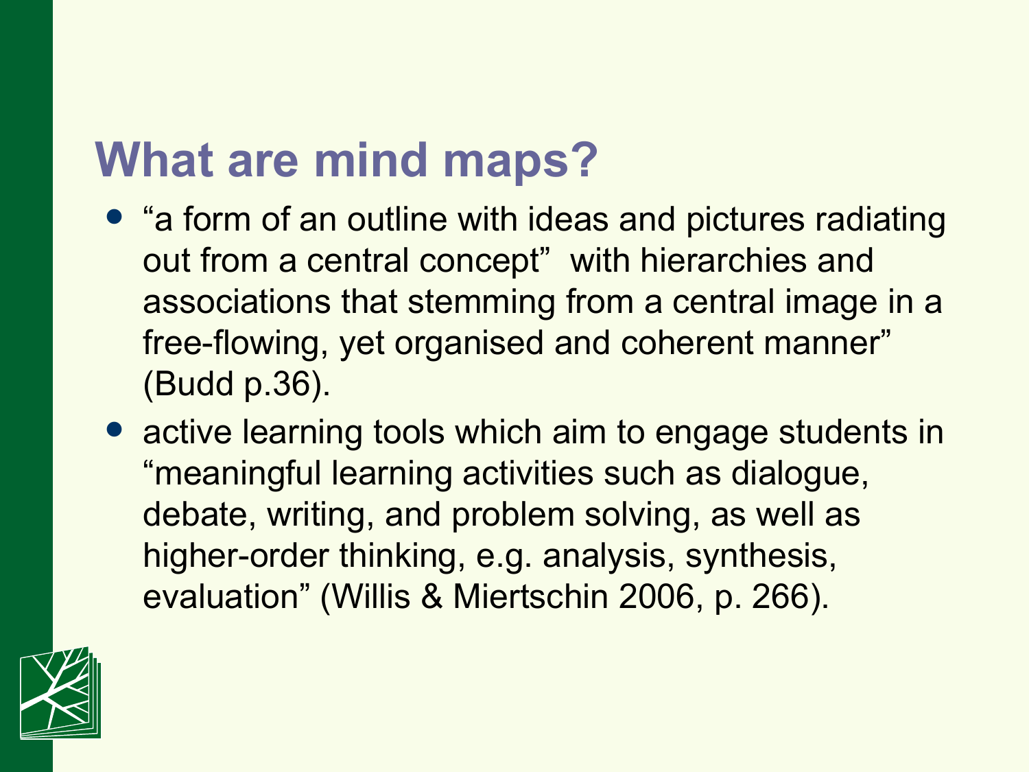# What are mind maps?

- "a form of an outline with ideas and pictures radiating out from a central concept" with hierarchies and associations that stemming from a central image in a free-flowing, yet organised and coherent manner" (Budd p.36).
- active learning tools which aim to engage students in "meaningful learning activities such as dialogue, debate, writing, and problem solving, as well as higher-order thinking, e.g. analysis, synthesis, evaluation" (Willis & Miertschin 2006, p. 266).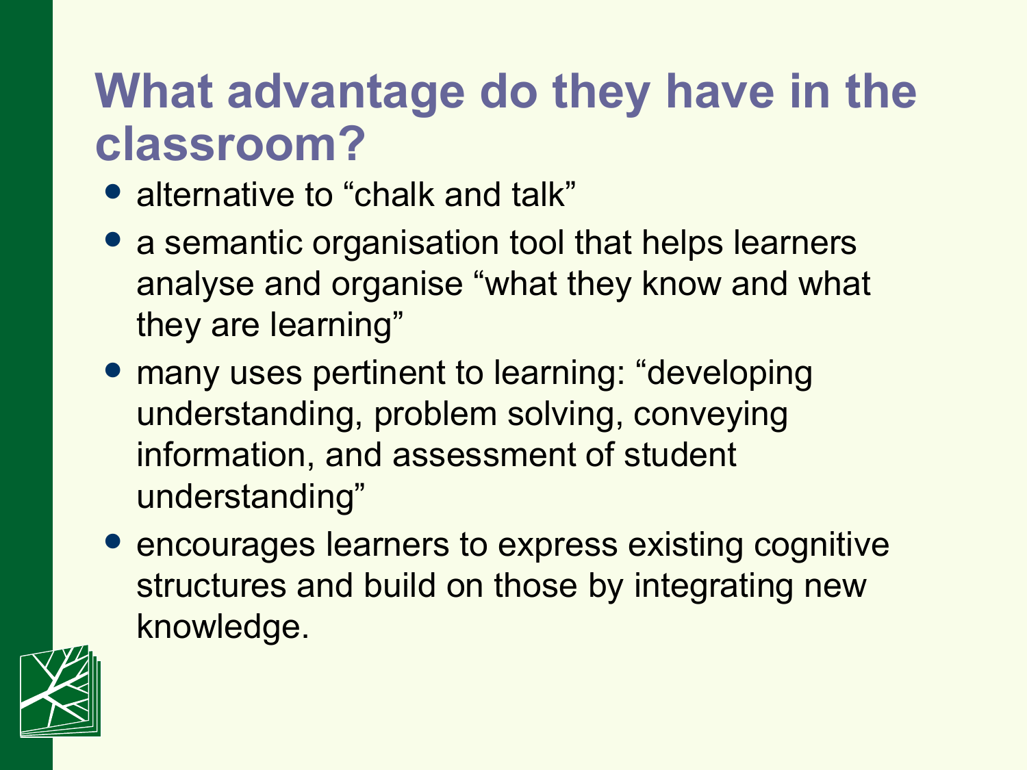# What advantage do they have in the classroom?

- alternative to “chalk and talk”
- a semantic organisation tool that helps learners analyse and organise “what they know and what they are learning”
- many uses pertinent to learning: “developing understanding, problem solving, conveying information, and assessment of student understanding”
- encourages learners to express existing cognitive structures and build on those by integrating new knowledge.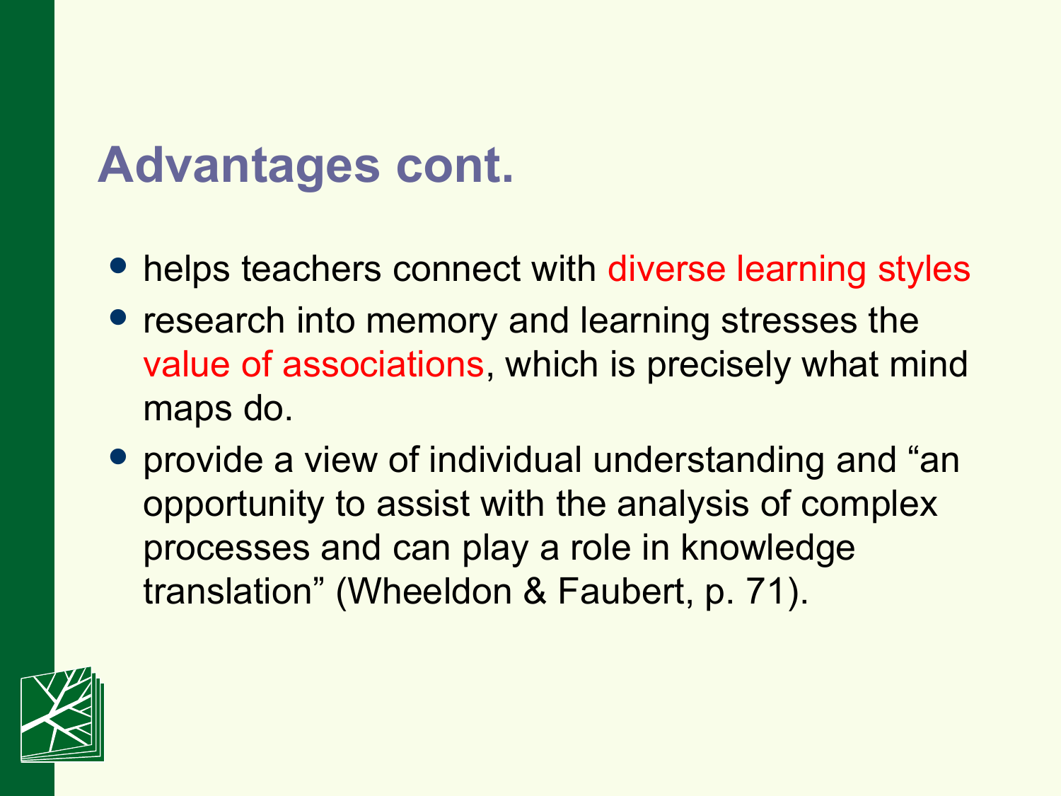# Advantages cont.

- helps teachers connect with diverse learning styles
- research into memory and learning stresses the value of associations, which is precisely what mind maps do.
- provide a view of individual understanding and "an opportunity to assist with the analysis of complex processes and can play a role in knowledge translation" (Wheeldon & Faubert, p. 71).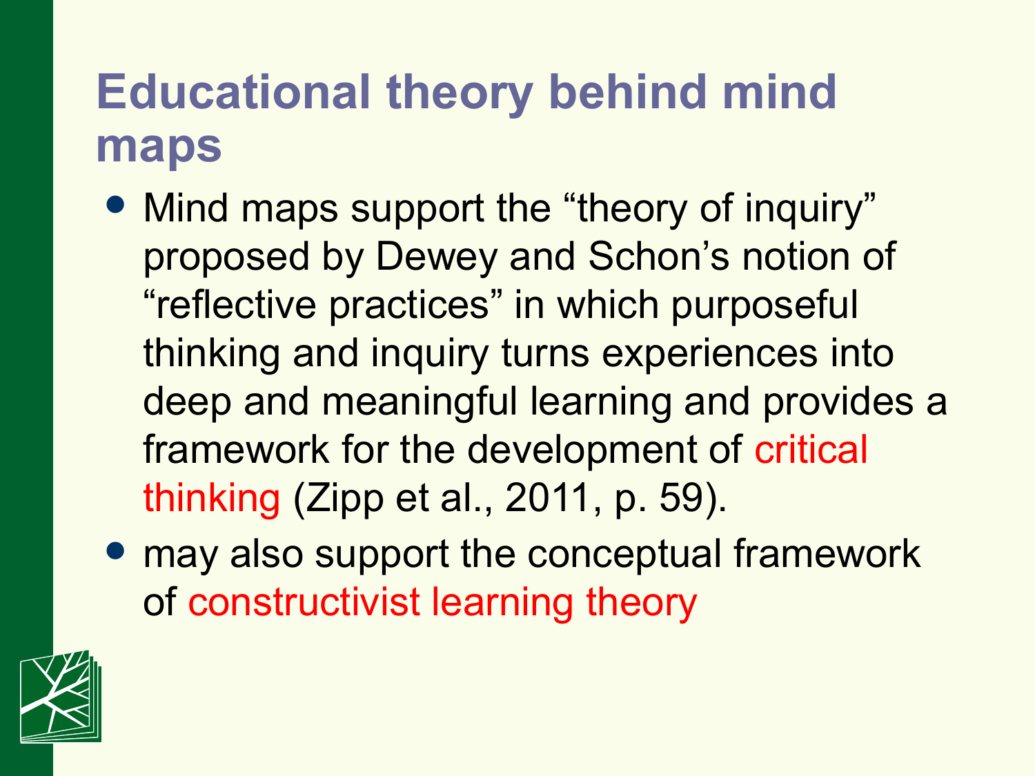# Educational theory behind mind maps

- Mind maps support the "theory of inquiry" proposed by Dewey and Schon's notion of "reflective practices" in which purposeful thinking and inquiry turns experiences into deep and meaningful learning and provides a framework for the development of critical thinking (Zipp et al., 2011, p. 59).
- may also support the conceptual framework of constructivist learning theory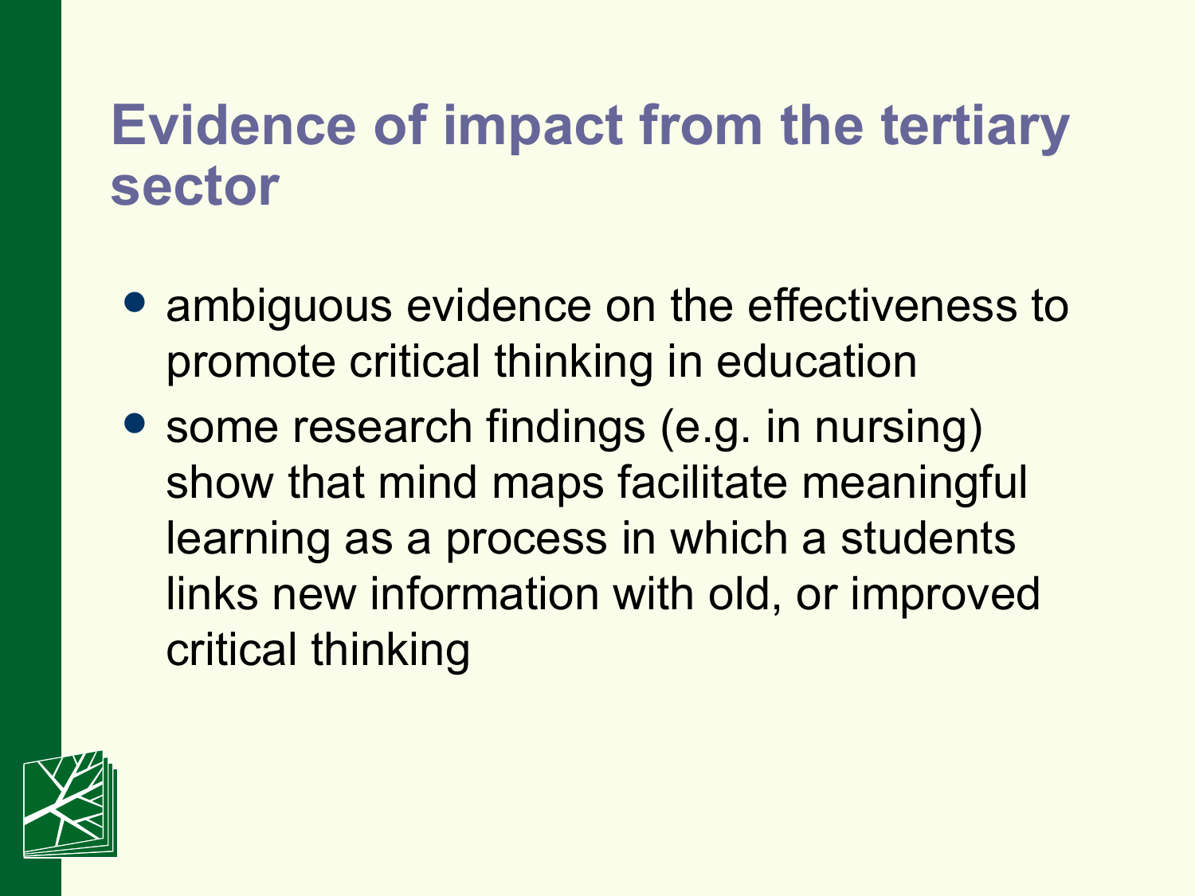# Evidence of impact from the tertiary sector

- ambiguous evidence on the effectiveness to promote critical thinking in education
- some research findings (e.g. in nursing) show that mind maps facilitate meaningful learning as a process in which a students links new information with old, or improved critical thinking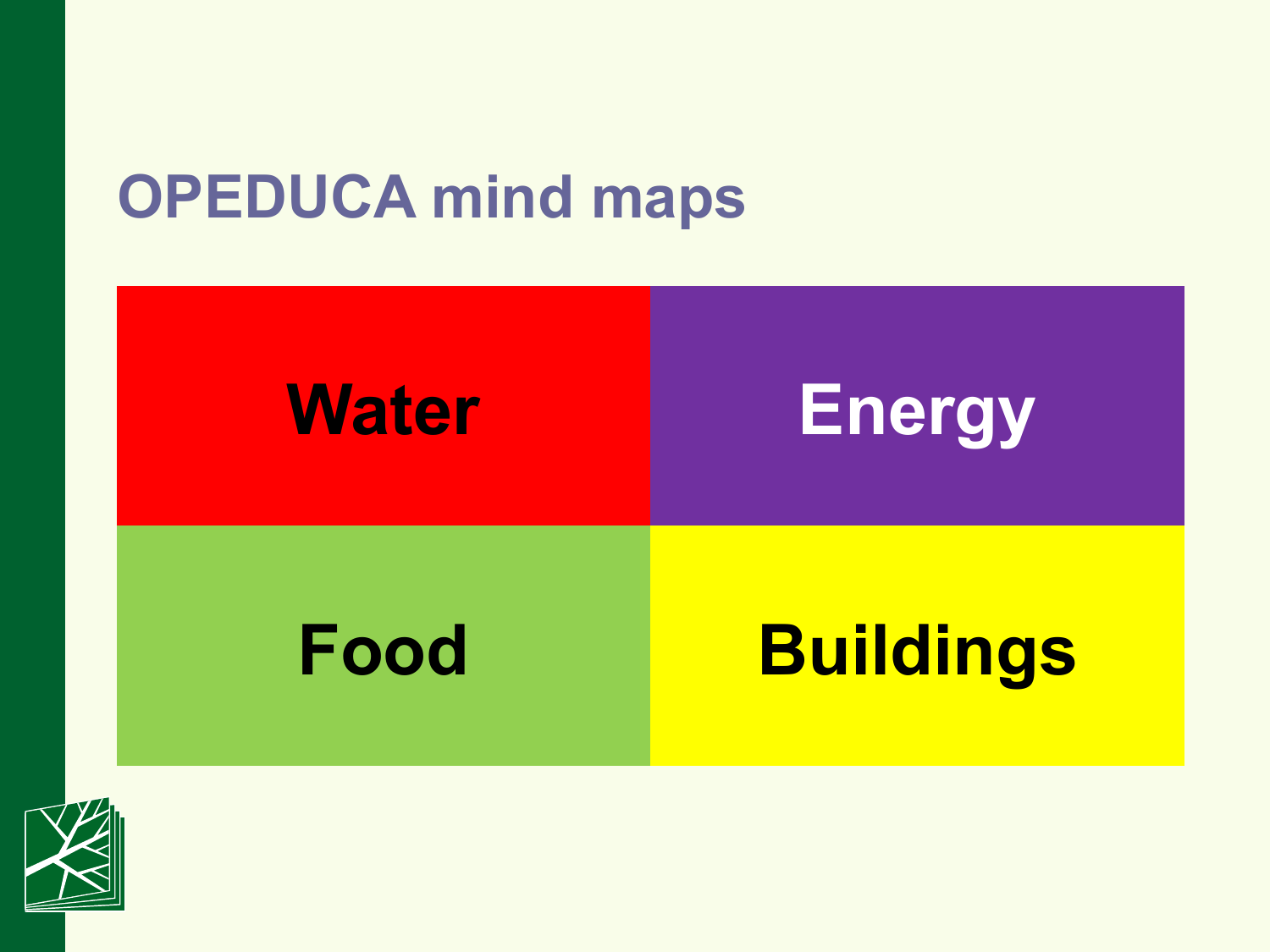# OPEDUCA mind maps

| Water | Energy |
| --- | --- |
| Food | Buildings |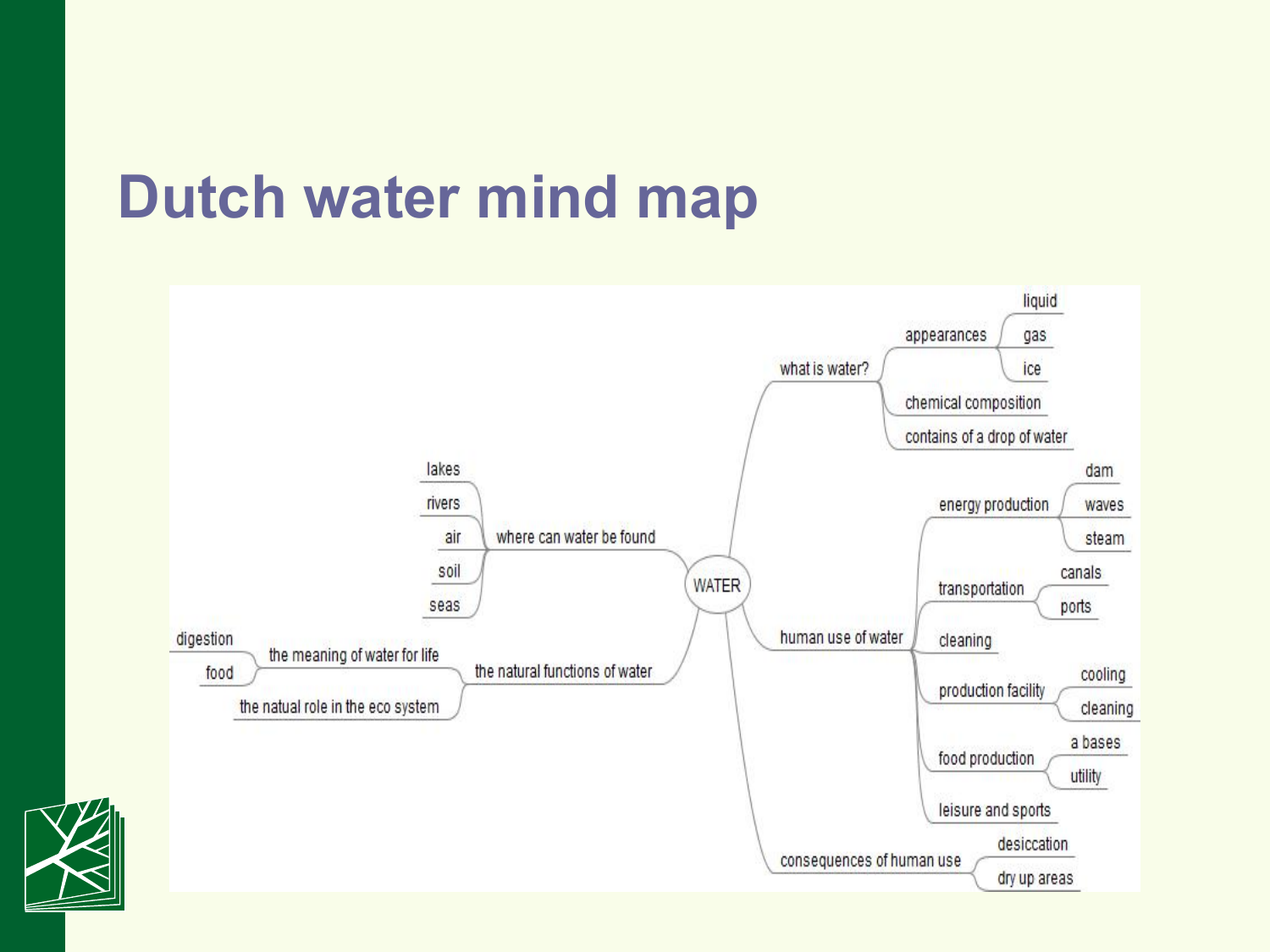# Dutch water mind map

- WATER
  - what is water?
    - appearances
      - liquid
      - gas
      - ice
    - chemical composition
    - contains of a drop of water
  - where can water be found
    - lakes
    - rivers
    - air
    - soil
    - seas
  - the natural functions of water
    - the meaning of water for life
      - digestion
      - food
    - the natual role in the eco system
  - human use of water
    - energy production
      - dam
      - waves
      - steam
    - transportation
      - canals
      - ports
    - cleaning
    - production facility
      - cooling
      - cleaning
    - food production
      - a bases
      - utility
    - leisure and sports
  - consequences of human use
    - desiccation
    - dry up areas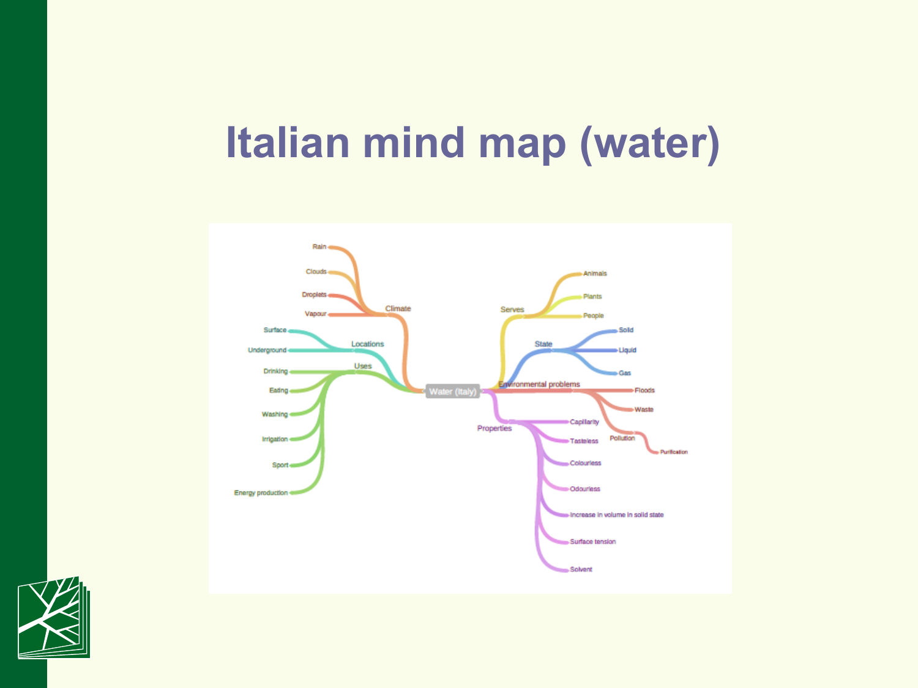# Italian mind map (water)

- Water (Italy)
  - Climate
    - Rain
    - Clouds
    - Droplets
    - Vapour
  - Locations
    - Surface
    - Underground
  - Uses
    - Drinking
    - Eating
    - Washing
    - Irrigation
    - Sport
    - Energy production
  - Serves
    - Animals
    - Plants
    - People
  - State
    - Solid
    - Liquid
    - Gas
  - Environmental problems
    - Floods
    - Waste
    - Pollution
      - Purification
  - Properties
    - Capillarity
    - Tasteless
    - Colourless
    - Odourless
    - Increase in volume in solid state
    - Surface tension
    - Solvent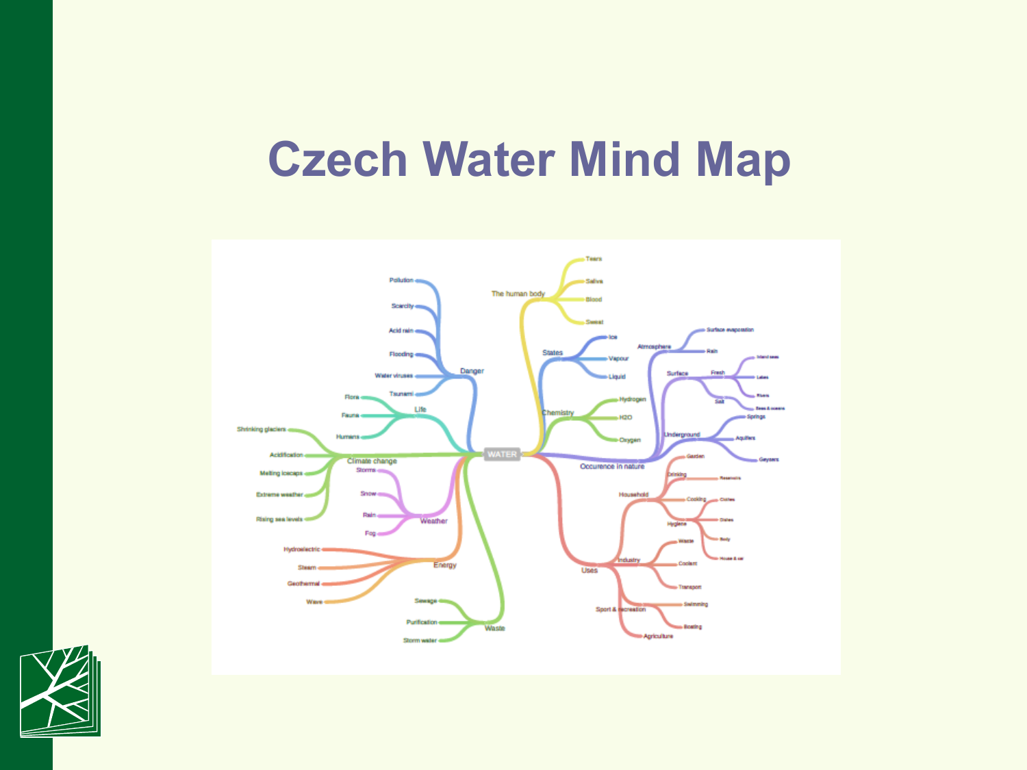# Czech Water Mind Map

- **WATER**
  - Danger
    - Pollution
    - Scarcity
    - Acid rain
    - Flooding
    - Water viruses
    - Tsunami
  - Life
    - Flora
    - Fauna
    - Humans
  - Climate change
    - Shrinking glaciers
    - Acidification
    - Melting icecaps
    - Extreme weather
    - Rising sea levels
  - Weather
    - Storms
    - Snow
    - Rain
    - Fog
  - Energy
    - Hydroelectric
    - Steam
    - Geothermal
    - Wave
  - Waste
    - Sewage
    - Purification
    - Storm water
  - The human body
    - Tears
    - Saliva
    - Blood
    - Sweat
  - Chemistry
    - States
      - Ice
      - Vapour
      - Liquid
    - Hydrogen
    - H2O
    - Oxygen
  - Occurence in nature
    - Atmosphere
      - Surface evaporation
      - Rain
    - Surface
      - Fresh
        - Inland seas
        - Lakes
        - Rivers
      - Salt
        - Seas & oceans
    - Underground
      - Springs
      - Aquifers
      - Geysers
  - Uses
    - Household
      - Garden
      - Drinking
        - Reservoirs
      - Cooking
      - Hygiene
        - Clothes
        - Dishes
        - Body
        - House & car
    - Industry
      - Waste
      - Coolant
      - Transport
    - Sport & recreation
      - Swimming
      - Boating
    - Agriculture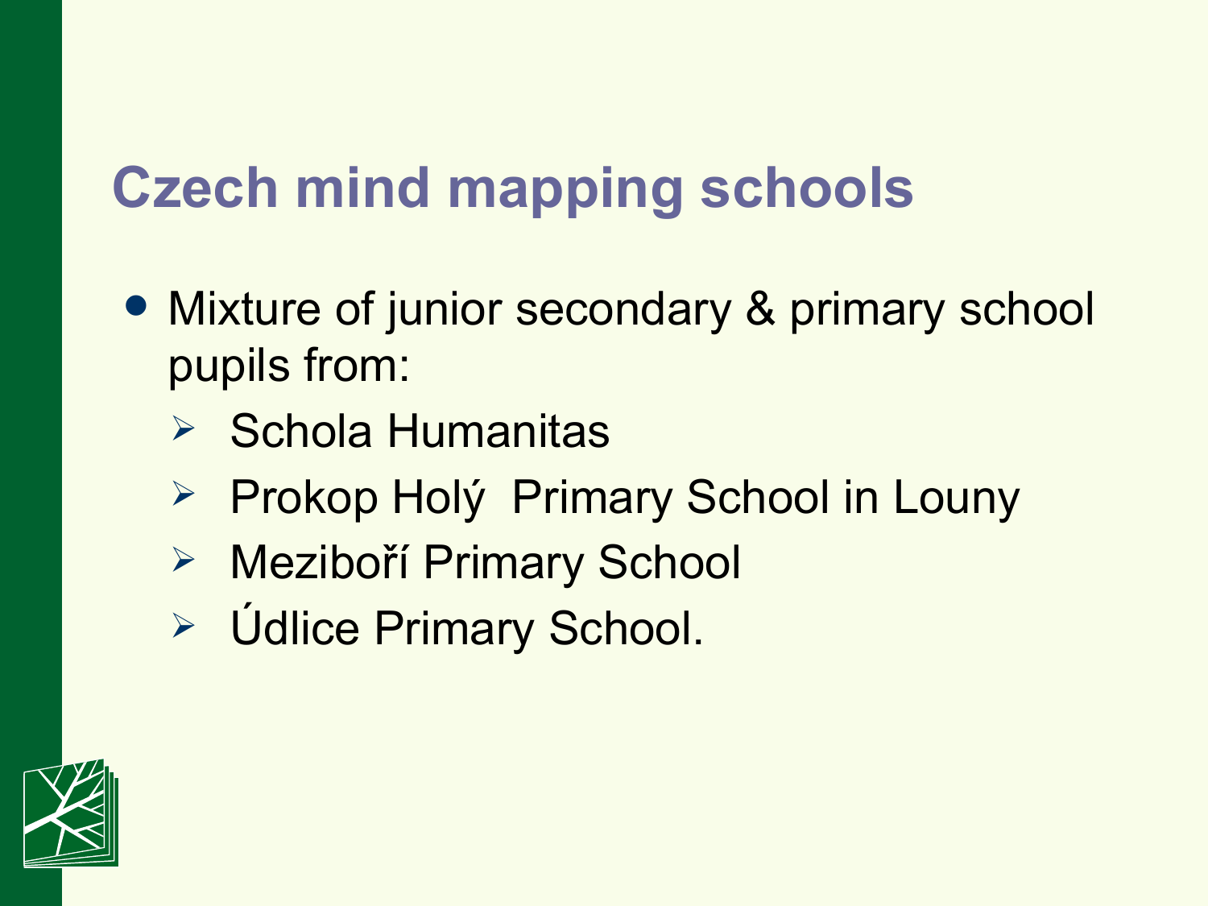# Czech mind mapping schools

- Mixture of junior secondary & primary school pupils from:
  - Schola Humanitas
  - Prokop Holý  Primary School in Louny
  - Meziboří Primary School
  - Údlice Primary School.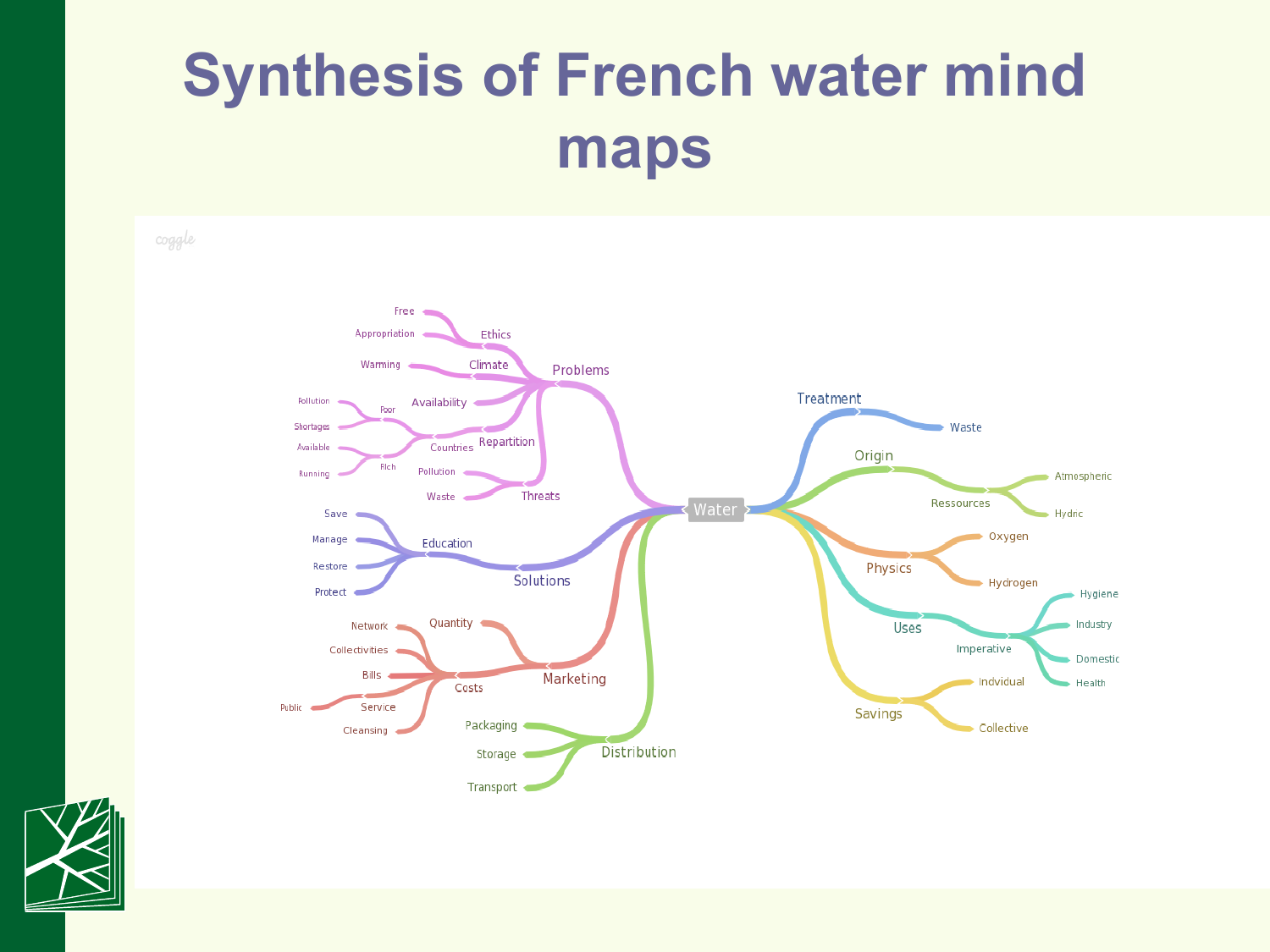# Synthesis of French water mind maps

- **Water**
  - Problems
    - Ethics
      - Free
      - Appropriation
    - Climate
      - Warming
    - Availability
    - Repartition
      - Countries
        - Poor
          - Pollution
          - Shortages
        - Rich
          - Available
          - Running
    - Threats
      - Pollution
      - Waste
  - Solutions
    - Education
      - Save
      - Manage
      - Restore
      - Protect
  - Marketing
    - Quantity
    - Costs
      - Network
      - Collectivities
      - Bills
      - Service
        - Public
      - Cleansing
  - Distribution
    - Packaging
    - Storage
    - Transport
  - Treatment
    - Waste
  - Origin
    - Ressources
      - Atmospheric
      - Hydric
  - Physics
    - Oxygen
    - Hydrogen
  - Uses
    - Imperative
      - Hygiene
      - Industry
      - Domestic
      - Health
  - Savings
    - Indvidual
    - Collective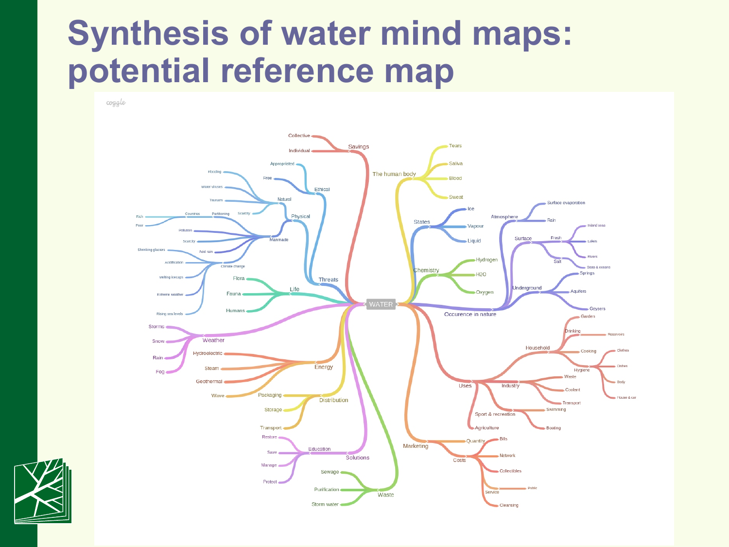# Synthesis of water mind maps: potential reference map

- WATER
  - Savings
    - Collective
    - Individual
  - Threats
    - Ethical
      - Appropriated
      - Free
    - Physical
      - Natural
        - Flooding
        - Water viruses
        - Tsunami
        - Scarcity
      - Manmade
        - Partitioning
          - Countries
            - Rich
            - Poor
        - Pollution
        - Scarcity
        - Acid rain
        - Climate change
          - Shrinking glaciers
          - Acidification
          - Melting icecaps
          - Extreme weather
          - Rising sea levels
  - Life
    - Flora
    - Fauna
    - Humans
  - Weather
    - Storms
    - Snow
    - Rain
    - Fog
  - Energy
    - Hydroelectric
    - Steam
    - Geothermal
    - Wave
  - Distribution
    - Packaging
    - Storage
    - Transport
  - Solutions
    - Education
      - Restore
      - Save
      - Manage
      - Protect
  - Waste
    - Sewage
    - Purification
    - Storm water
  - The human body
    - Tears
    - Saliva
    - Blood
    - Sweat
  - States
    - Ice
    - Vapour
    - Liquid
  - Chemistry
    - Hydrogen
    - $H_2O$
    - Oxygen
  - Occurence in nature
    - Atmosphere
      - Surface evaporation
      - Rain
    - Surface
      - Fresh
        - Inland seas
        - Lakes
        - Rivers
      - Salt
        - Seas & oceans
    - Underground
      - Springs
      - Aquifers
      - Geysers
  - Uses
    - Household
      - Garden
      - Drinking
        - Reservoirs
      - Cooking
      - Hygiene
        - Clothes
        - Dishes
        - Body
        - House & car
    - Industry
      - Waste
      - Coolant
      - Transport
    - Sport & recreation
      - Swimming
      - Boating
    - Agriculture
  - Marketing
    - Quantity
    - Costs
      - Bills
      - Network
      - Collectibles
      - Service
        - Public
      - Cleansing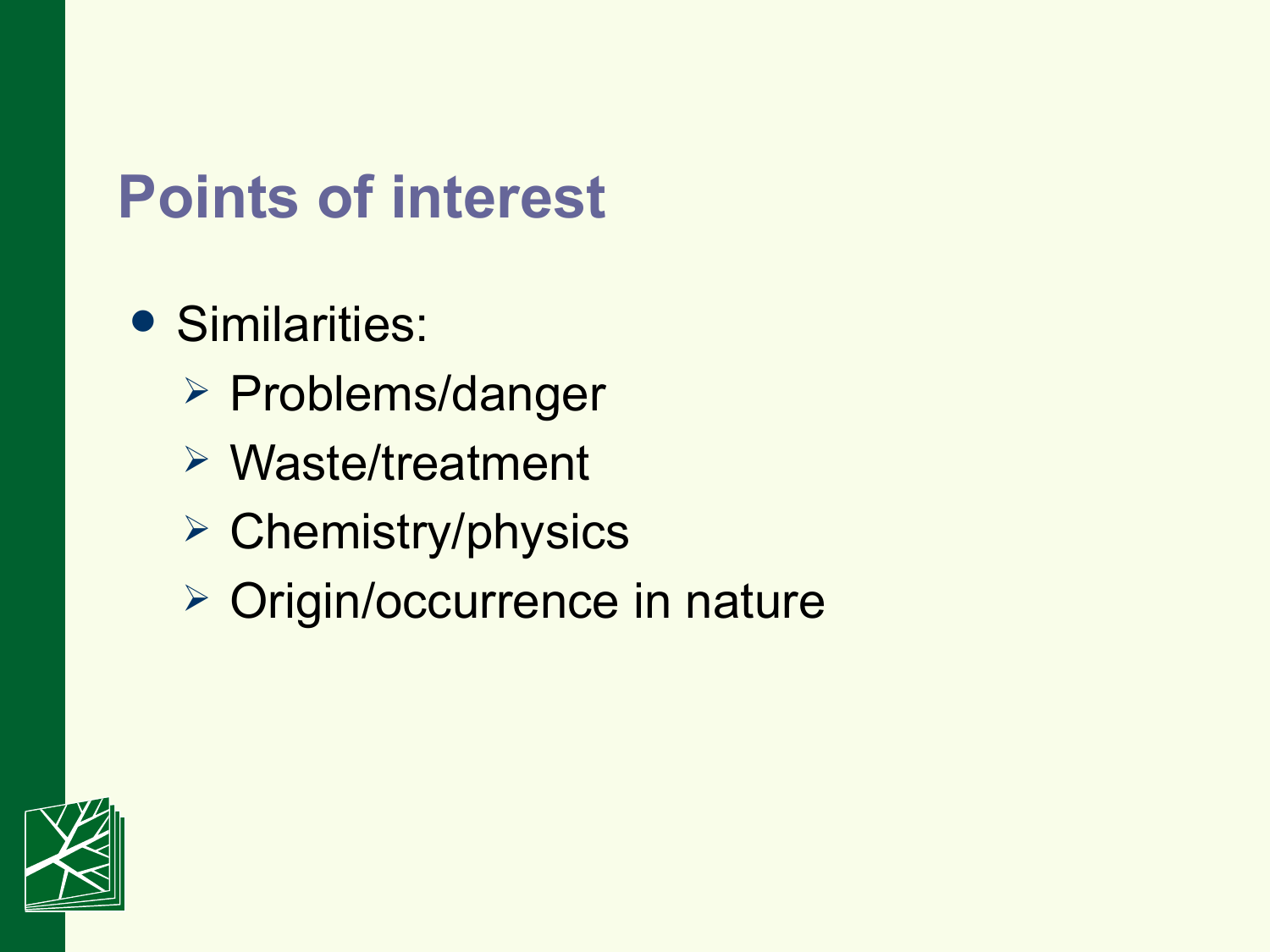# Points of interest

- Similarities:
  - Problems/danger
  - Waste/treatment
  - Chemistry/physics
  - Origin/occurrence in nature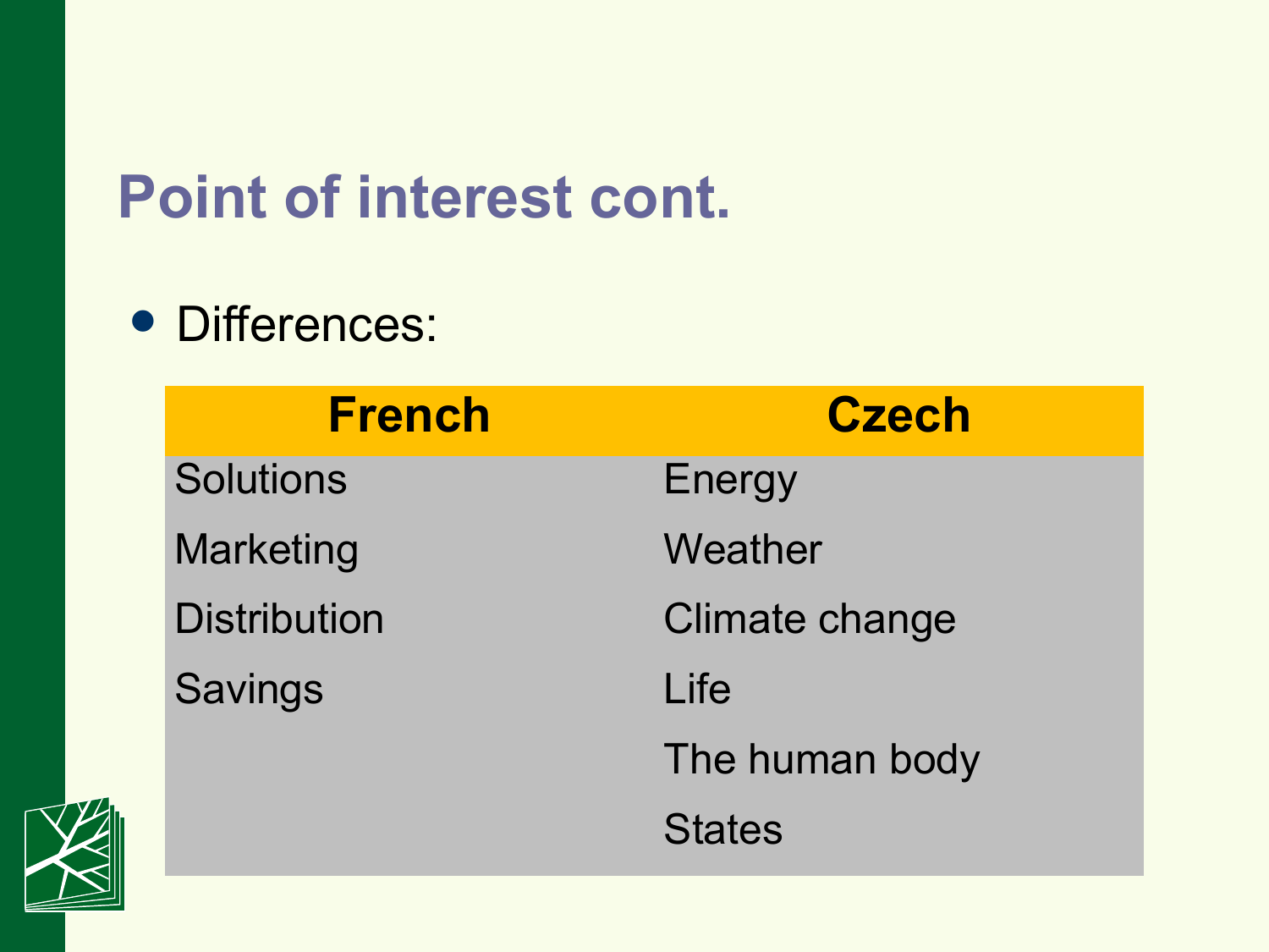# Point of interest cont.

- Differences:

| French | Czech |
|---|---|
| Solutions | Energy |
| Marketing | Weather |
| Distribution | Climate change |
| Savings | Life |
| | The human body |
| | States |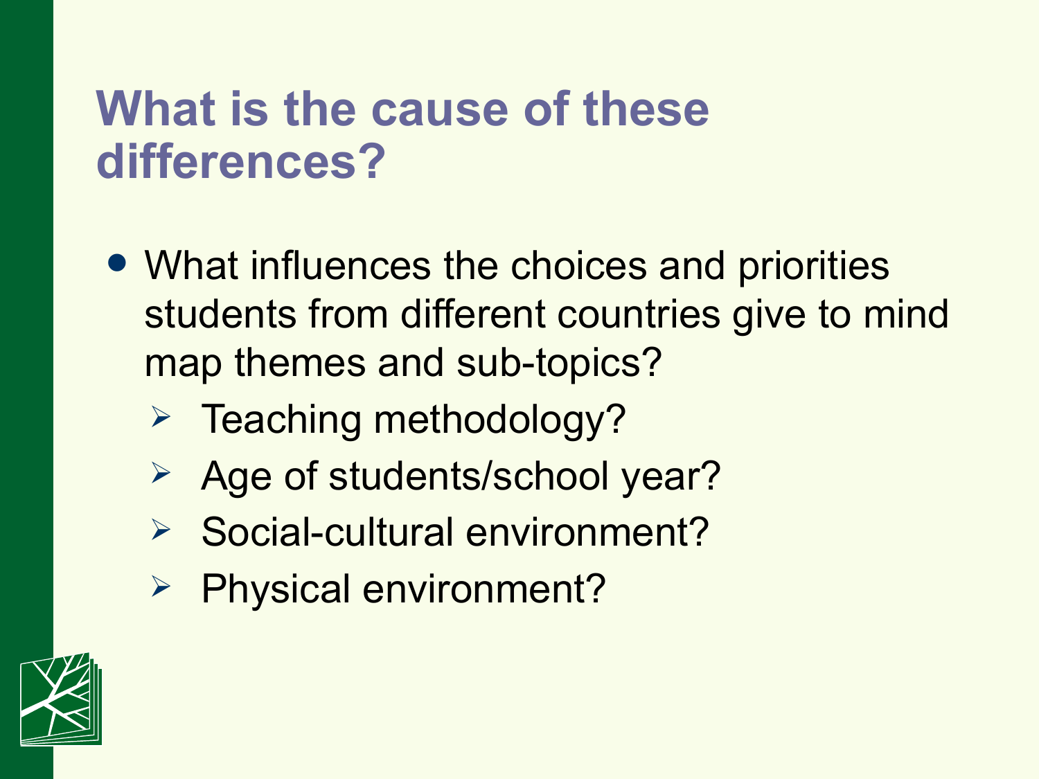# What is the cause of these differences?

- What influences the choices and priorities students from different countries give to mind map themes and sub-topics?
  - Teaching methodology?
  - Age of students/school year?
  - Social-cultural environment?
  - Physical environment?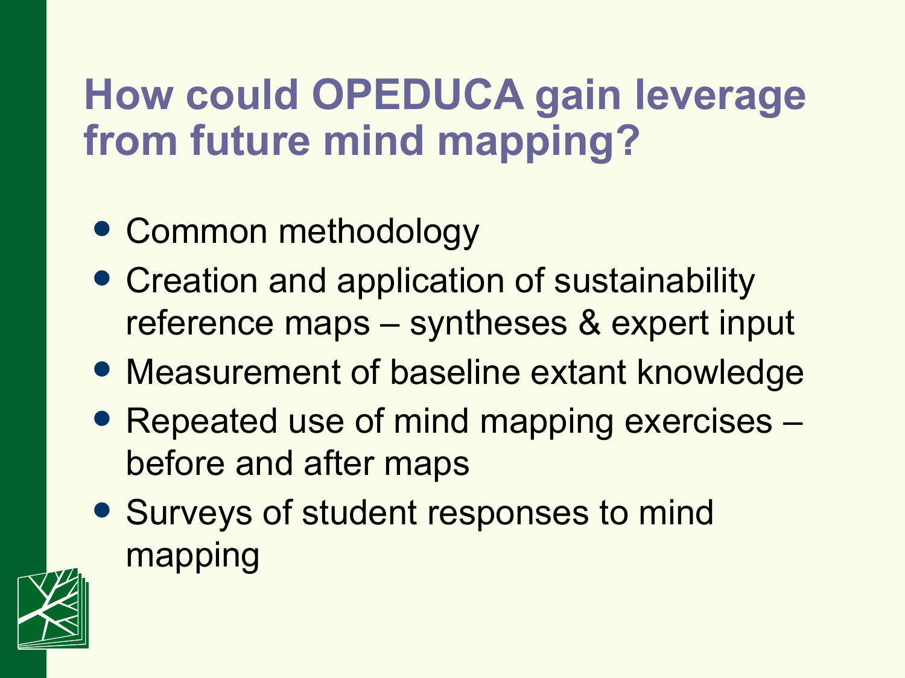# How could OPEDUCA gain leverage from future mind mapping?

- Common methodology
- Creation and application of sustainability reference maps – syntheses & expert input
- Measurement of baseline extant knowledge
- Repeated use of mind mapping exercises – before and after maps
- Surveys of student responses to mind mapping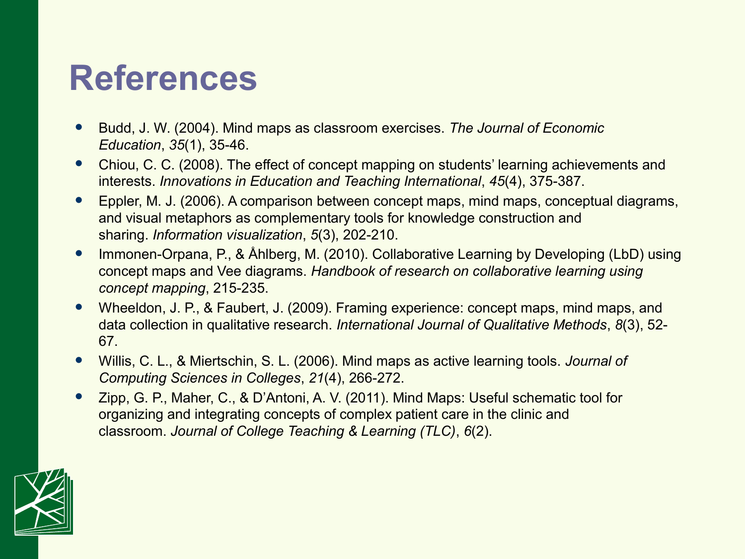# References

- Budd, J. W. (2004). Mind maps as classroom exercises. *The Journal of Economic Education*, *35*(1), 35-46.
- Chiou, C. C. (2008). The effect of concept mapping on students' learning achievements and interests. *Innovations in Education and Teaching International*, *45*(4), 375-387.
- Eppler, M. J. (2006). A comparison between concept maps, mind maps, conceptual diagrams, and visual metaphors as complementary tools for knowledge construction and sharing. *Information visualization*, *5*(3), 202-210.
- Immonen-Orpana, P., & Åhlberg, M. (2010). Collaborative Learning by Developing (LbD) using concept maps and Vee diagrams. *Handbook of research on collaborative learning using concept mapping*, 215-235.
- Wheeldon, J. P., & Faubert, J. (2009). Framing experience: concept maps, mind maps, and data collection in qualitative research. *International Journal of Qualitative Methods*, *8*(3), 52-67.
- Willis, C. L., & Miertschin, S. L. (2006). Mind maps as active learning tools. *Journal of Computing Sciences in Colleges*, *21*(4), 266-272.
- Zipp, G. P., Maher, C., & D'Antoni, A. V. (2011). Mind Maps: Useful schematic tool for organizing and integrating concepts of complex patient care in the clinic and classroom. *Journal of College Teaching & Learning (TLC)*, *6*(2).